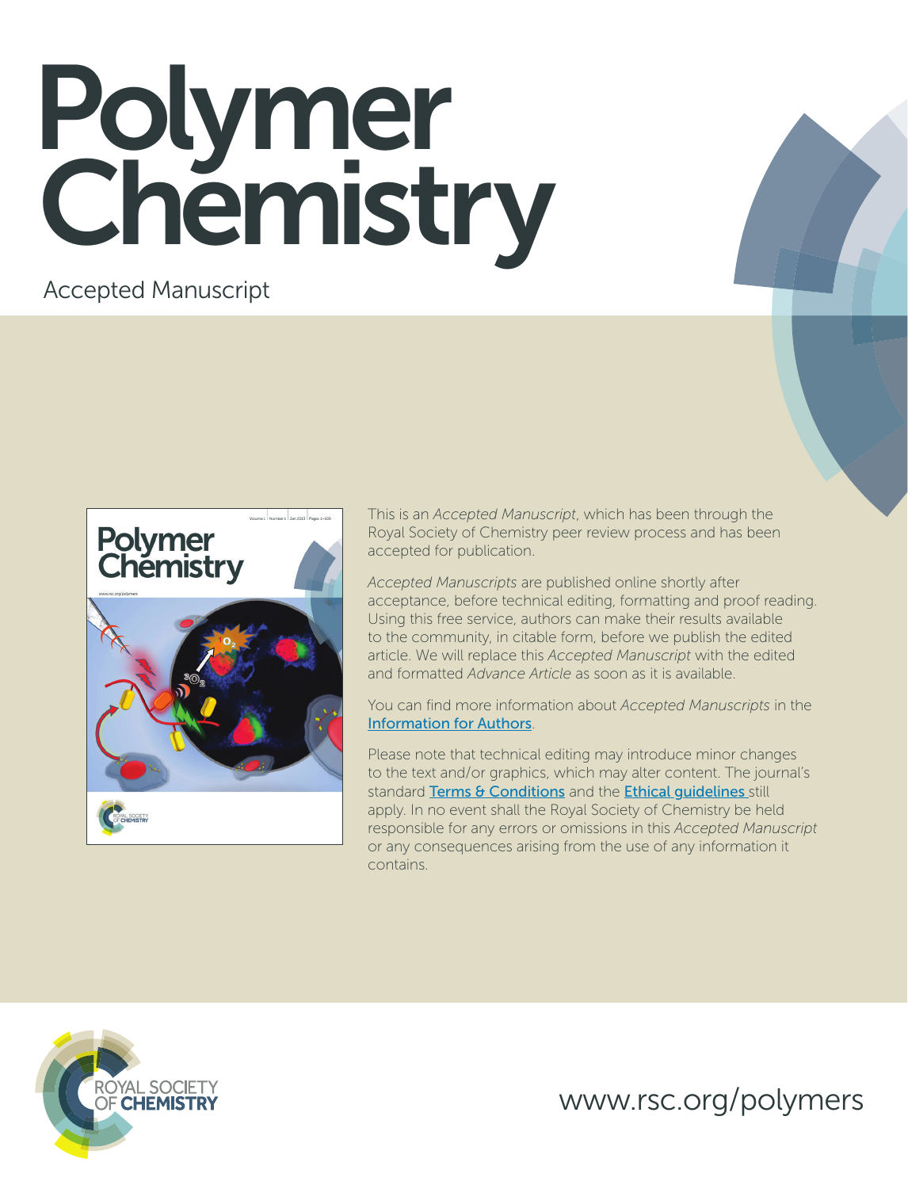# Polymer Chemistry

Accepted Manuscript

This is an *Accepted Manuscript*, which has been through the Royal Society of Chemistry peer review process and has been accepted for publication.

*Accepted Manuscripts* are published online shortly after acceptance, before technical editing, formatting and proof reading. Using this free service, authors can make their results available to the community, in citable form, before we publish the edited article. We will replace this *Accepted Manuscript* with the edited and formatted *Advance Article* as soon as it is available.

You can find more information about *Accepted Manuscripts* in the Information for Authors.

Please note that technical editing may introduce minor changes to the text and/or graphics, which may alter content. The journal's standard Terms & Conditions and the Ethical guidelines still apply. In no event shall the Royal Society of Chemistry be held responsible for any errors or omissions in this *Accepted Manuscript* or any consequences arising from the use of any information it contains.

ROYAL SOCIETY OF CHEMISTRY

www.rsc.org/polymers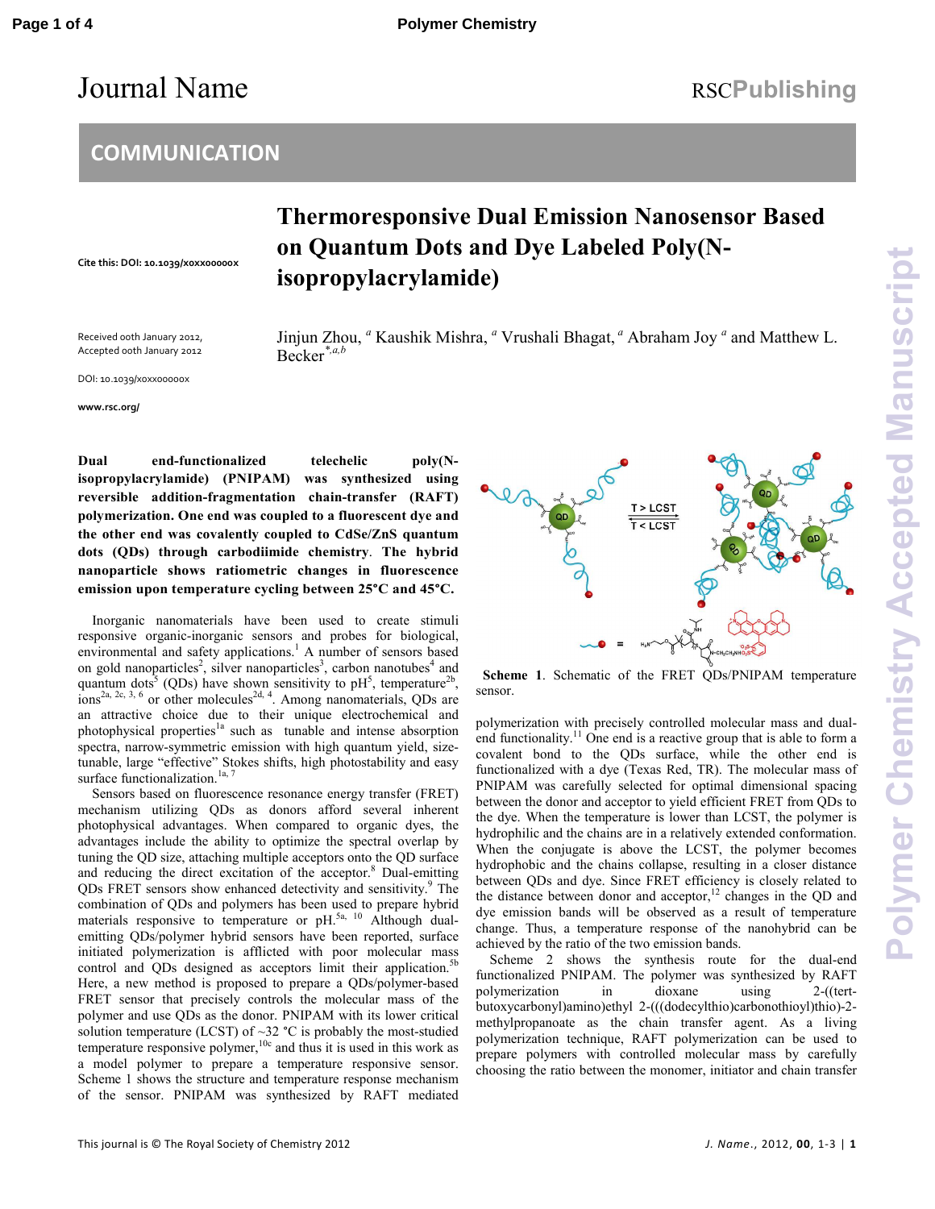Journal Name

RSCPublishing

## COMMUNICATION

# Thermoresponsive Dual Emission Nanosensor Based on Quantum Dots and Dye Labeled Poly(N-isopropylacrylamide)

Cite this: DOI: 10.1039/x0xx00000x

Received 00th January 2012, Accepted 00th January 2012

DOI: 10.1039/x0xx00000x

www.rsc.org/

Jinjun Zhou,[a] Kaushik Mishra,[a] Vrushali Bhagat,[a] Abraham Joy[a] and Matthew L. Becker[*,a,b]

**Dual end-functionalized telechelic poly(N-isopropylacrylamide) (PNIPAM) was synthesized using reversible addition-fragmentation chain-transfer (RAFT) polymerization. One end was coupled to a fluorescent dye and the other end was covalently coupled to CdSe/ZnS quantum dots (QDs) through carbodiimide chemistry. The hybrid nanoparticle shows ratiometric changes in fluorescence emission upon temperature cycling between 25°C and 45°C.**

Inorganic nanomaterials have been used to create stimuli responsive organic-inorganic sensors and probes for biological, environmental and safety applications.[1] A number of sensors based on gold nanoparticles[2], silver nanoparticles[3], carbon nanotubes[4] and quantum dots[5] (QDs) have shown sensitivity to pH[5], temperature[2b], ions[2a, 2c, 3, 6] or other molecules[2d, 4]. Among nanomaterials, QDs are an attractive choice due to their unique electrochemical and photophysical properties[1a] such as tunable and intense absorption spectra, narrow-symmetric emission with high quantum yield, size-tunable, large "effective" Stokes shifts, high photostability and easy surface functionalization.[1a, 7]

Sensors based on fluorescence resonance energy transfer (FRET) mechanism utilizing QDs as donors afford several inherent photophysical advantages. When compared to organic dyes, the advantages include the ability to optimize the spectral overlap by tuning the QD size, attaching multiple acceptors onto the QD surface and reducing the direct excitation of the acceptor.[8] Dual-emitting QDs FRET sensors show enhanced detectivity and sensitivity.[9] The combination of QDs and polymers has been used to prepare hybrid materials responsive to temperature or pH.[5a, 10] Although dual-emitting QDs/polymer hybrid sensors have been reported, surface initiated polymerization is afflicted with poor molecular mass control and QDs designed as acceptors limit their application.[5b] Here, a new method is proposed to prepare a QDs/polymer-based FRET sensor that precisely controls the molecular mass of the polymer and use QDs as the donor. PNIPAM with its lower critical solution temperature (LCST) of ~32 °C is probably the most-studied temperature responsive polymer,[10c] and thus it is used in this work as a model polymer to prepare a temperature responsive sensor. Scheme 1 shows the structure and temperature response mechanism of the sensor. PNIPAM was synthesized by RAFT mediated polymerization with precisely controlled molecular mass and dual-end functionality.[11] One end is a reactive group that is able to form a covalent bond to the QDs surface, while the other end is functionalized with a dye (Texas Red, TR). The molecular mass of PNIPAM was carefully selected for optimal dimensional spacing between the donor and acceptor to yield efficient FRET from QDs to the dye. When the temperature is lower than LCST, the polymer is hydrophilic and the chains are in a relatively extended conformation. When the conjugate is above the LCST, the polymer becomes hydrophobic and the chains collapse, resulting in a closer distance between QDs and dye. Since FRET efficiency is closely related to the distance between donor and acceptor,[12] changes in the QD and dye emission bands will be observed as a result of temperature change. Thus, a temperature response of the nanohybrid can be achieved by the ratio of the two emission bands.

**Scheme 1**. Schematic of the FRET QDs/PNIPAM temperature sensor.

Scheme 2 shows the synthesis route for the dual-end functionalized PNIPAM. The polymer was synthesized by RAFT polymerization in dioxane using 2-((tert-butoxycarbonyl)amino)ethyl 2-(((dodecylthio)carbonothioyl)thio)-2-methylpropanoate as the chain transfer agent. As a living polymerization technique, RAFT polymerization can be used to prepare polymers with controlled molecular mass by carefully choosing the ratio between the monomer, initiator and chain transfer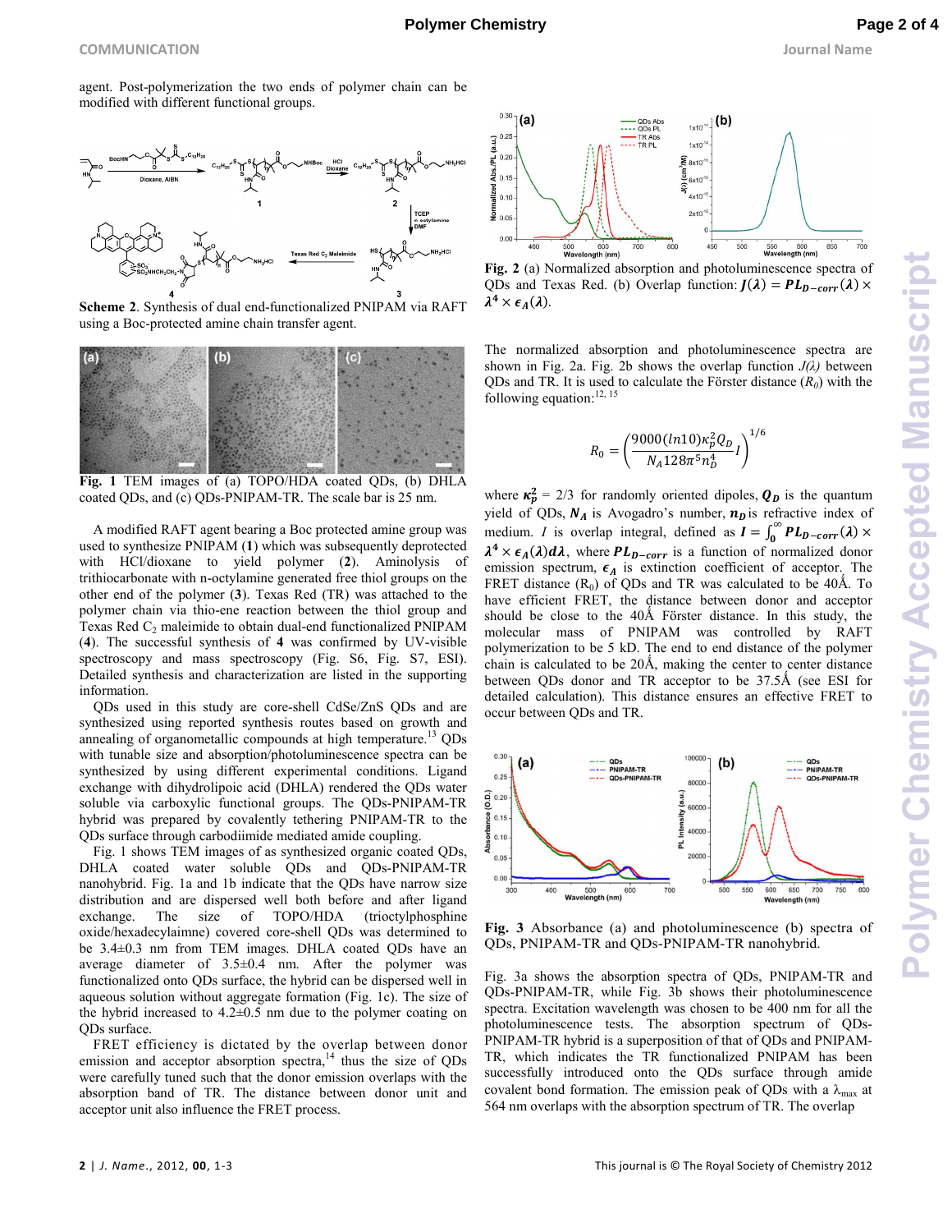agent. Post-polymerization the two ends of polymer chain can be modified with different functional groups.

**Scheme 2**. Synthesis of dual end-functionalized PNIPAM via RAFT using a Boc-protected amine chain transfer agent.

**Fig. 1** TEM images of (a) TOPO/HDA coated QDs, (b) DHLA coated QDs, and (c) QDs-PNIPAM-TR. The scale bar is 25 nm.

A modified RAFT agent bearing a Boc protected amine group was used to synthesize PNIPAM (**1**) which was subsequently deprotected with HCl/dioxane to yield polymer (**2**). Aminolysis of trithiocarbonate with n-octylamine generated free thiol groups on the other end of the polymer (**3**). Texas Red (TR) was attached to the polymer chain via thio-ene reaction between the thiol group and Texas Red $C_2$ maleimide to obtain dual-end functionalized PNIPAM (**4**). The successful synthesis of **4** was confirmed by UV-visible spectroscopy and mass spectroscopy (Fig. S6, Fig. S7, ESI). Detailed synthesis and characterization are listed in the supporting information.

QDs used in this study are core-shell CdSe/ZnS QDs and are synthesized using reported synthesis routes based on growth and annealing of organometallic compounds at high temperature.[13] QDs with tunable size and absorption/photoluminescence spectra can be synthesized by using different experimental conditions. Ligand exchange with dihydrolipoic acid (DHLA) rendered the QDs water soluble via carboxylic functional groups. The QDs-PNIPAM-TR hybrid was prepared by covalently tethering PNIPAM-TR to the QDs surface through carbodiimide mediated amide coupling.

Fig. 1 shows TEM images of as synthesized organic coated QDs, DHLA coated water soluble QDs and QDs-PNIPAM-TR nanohybrid. Fig. 1a and 1b indicate that the QDs have narrow size distribution and are well dispersed both before and after ligand exchange. The size of TOPO/HDA (trioctylphosphine oxide/hexadecylaimne) covered core-shell QDs was determined to be 3.4±0.3 nm from TEM images. DHLA coated QDs have an average diameter of 3.5±0.4 nm. After the polymer was functionalized onto QDs surface, the hybrid can be dispersed well in aqueous solution without aggregate formation (Fig. 1c). The size of the hybrid increased to 4.2±0.5 nm due to the polymer coating on QDs surface.

FRET efficiency is dictated by the overlap between donor emission and acceptor absorption spectra,[14] thus the size of QDs were carefully tuned such that the donor emission overlaps with the absorption band of TR. The distance between donor unit and acceptor unit also influence the FRET process.

**Fig. 2** (a) Normalized absorption and photoluminescence spectra of QDs and Texas Red. (b) Overlap function: $\boldsymbol{J(\lambda) = PL_{D-corr}(\lambda) \times \lambda^4 \times \epsilon_A(\lambda)}$.

The normalized absorption and photoluminescence spectra are shown in Fig. 2a. Fig. 2b shows the overlap function $J(\lambda)$ between QDs and TR. It is used to calculate the Förster distance ($R_0$) with the following equation:[12, 15]

$$R_0 = \left(\frac{9000(ln10)\kappa_p^2 Q_D}{N_A 128\pi^5 n_D^4} I\right)^{1/6}$$

where $\boldsymbol{\kappa_p^2}$ = 2/3 for randomly oriented dipoles, $\boldsymbol{Q_D}$ is the quantum yield of QDs, $\boldsymbol{N_A}$ is Avogadro's number, $\boldsymbol{n_D}$ is refractive index of medium. *I* is overlap integral, defined as $\boldsymbol{I = \int_0^\infty PL_{D-corr}(\lambda) \times \lambda^4 \times \epsilon_A(\lambda) d\lambda}$, where $\boldsymbol{PL_{D-corr}}$ is a function of normalized donor emission spectrum, $\boldsymbol{\epsilon_A}$ is extinction coefficient of acceptor. The FRET distance ($R_0$) of QDs and TR was calculated to be 40Å. To have efficient FRET, the distance between donor and acceptor should be close to the 40Å Förster distance. In this study, the molecular mass of PNIPAM was controlled by RAFT polymerization to be 5 kD. The end to end distance of the polymer chain is calculated to be 20Å, making the center to center distance between QDs donor and TR acceptor to be 37.5Å (see ESI for detailed calculation). This distance ensures an effective FRET to occur between QDs and TR.

**Fig. 3** Absorbance (a) and photoluminescence (b) spectra of QDs, PNIPAM-TR and QDs-PNIPAM-TR nanohybrid.

Fig. 3a shows the absorption spectra of QDs, PNIPAM-TR and QDs-PNIPAM-TR, while Fig. 3b shows their photoluminescence spectra. Excitation wavelength was chosen to be 400 nm for all the photoluminescence tests. The absorption spectrum of QDs-PNIPAM-TR hybrid is a superposition of that of QDs and PNIPAM-TR, which indicates the TR functionalized PNIPAM has been successfully introduced onto the QDs surface through amide covalent bond formation. The emission peak of QDs with a $\lambda_{max}$ at 564 nm overlaps with the absorption spectrum of TR. The overlap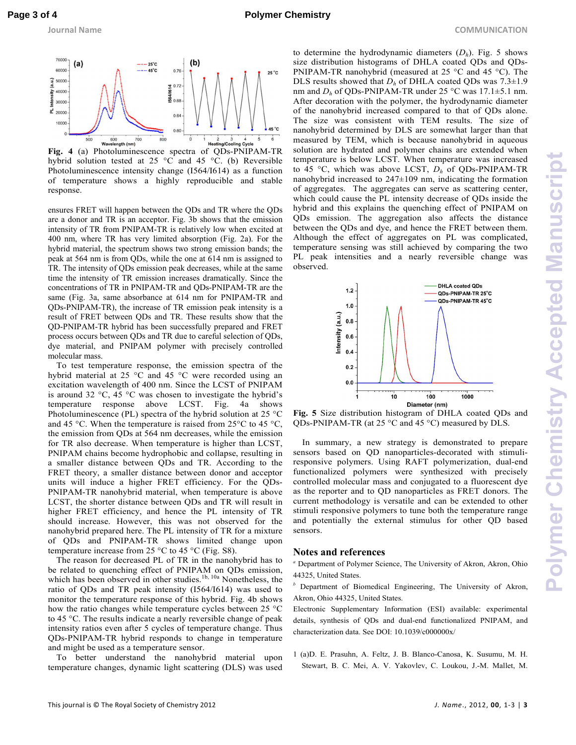**Fig. 4** (a) Photoluminescence spectra of QDs-PNIPAM-TR hybrid solution tested at 25 °C and 45 °C. (b) Reversible Photoluminescence intensity change (I564/I614) as a function of temperature shows a highly reproducible and stable response.

ensures FRET will happen between the QDs and TR where the QDs are a donor and TR is an acceptor. Fig. 3b shows that the emission intensity of TR from PNIPAM-TR is relatively low when excited at 400 nm, where TR has very limited absorption (Fig. 2a). For the hybrid material, the spectrum shows two strong emission bands; the peak at 564 nm is from QDs, while the one at 614 nm is assigned to TR. The intensity of QDs emission peak decreases, while at the same time the intensity of TR emission increases dramatically. Since the concentrations of TR in PNIPAM-TR and QDs-PNIPAM-TR are the same (Fig. 3a, same absorbance at 614 nm for PNIPAM-TR and QDs-PNIPAM-TR), the increase of TR emission peak intensity is a result of FRET between QDs and TR. These results show that the QD-PNIPAM-TR hybrid has been successfully prepared and FRET process occurs between QDs and TR due to careful selection of QDs, dye material, and PNIPAM polymer with precisely controlled molecular mass.

To test temperature response, the emission spectra of the hybrid material at 25 °C and 45 °C were recorded using an excitation wavelength of 400 nm. Since the LCST of PNIPAM is around 32 °C, 45 °C was chosen to investigate the hybrid's temperature response above LCST. Fig. 4a shows Photoluminescence (PL) spectra of the hybrid solution at 25 °C and 45 °C. When the temperature is raised from 25°C to 45 °C, the emission from QDs at 564 nm decreases, while the emission for TR also decrease. When temperature is higher than LCST, PNIPAM chains become hydrophobic and collapse, resulting in a smaller distance between QDs and TR. According to the FRET theory, a smaller distance between donor and acceptor units will induce a higher FRET efficiency. For the QDs-PNIPAM-TR nanohybrid material, when temperature is above LCST, the shorter distance between QDs and TR will result in higher FRET efficiency, and hence the PL intensity of TR should increase. However, this was not observed for the nanohybrid prepared here. The PL intensity of TR for a mixture of QDs and PNIPAM-TR shows limited change upon temperature increase from 25 °C to 45 °C (Fig. S8).

The reason for decreased PL of TR in the nanohybrid has to be related to quenching effect of PNIPAM on QDs emission, which has been observed in other studies.[1b, 10a] Nonetheless, the ratio of QDs and TR peak intensity (I564/I614) was used to monitor the temperature response of this hybrid. Fig. 4b shows how the ratio changes while temperature cycles between 25 °C to 45 °C. The results indicate a nearly reversible change of peak intensity ratios even after 5 cycles of temperature change. Thus QDs-PNIPAM-TR hybrid responds to change in temperature and might be used as a temperature sensor.

To better understand the nanohybrid material upon temperature changes, dynamic light scattering (DLS) was used to determine the hydrodynamic diameters ($D_h$). Fig. 5 shows size distribution histograms of DHLA coated QDs and QDs-PNIPAM-TR nanohybrid (measured at 25 °C and 45 °C). The DLS results showed that $D_h$ of DHLA coated QDs was 7.3±1.9 nm and $D_h$ of QDs-PNIPAM-TR under 25 °C was 17.1±5.1 nm. After decoration with the polymer, the hydrodynamic diameter of the nanohybrid increased compared to that of QDs alone. The size was consistent with TEM results. The size of nanohybrid determined by DLS are somewhat larger than that measured by TEM, which is because nanohybrid in aqueous solution are hydrated and polymer chains are extended when temperature is below LCST. When temperature was increased to 45 °C, which was above LCST, $D_h$ of QDs-PNIPAM-TR nanohybrid increased to 247±109 nm, indicating the formation of aggregates. The aggregates can serve as scattering center, which could cause the PL intensity decrease of QDs inside the hybrid and this explains the quenching effect of PNIPAM on QDs emission. The aggregation also affects the distance between the QDs and dye, and hence the FRET between them. Although the effect of aggregates on PL was complicated, temperature sensing was still achieved by comparing the two PL peak intensities and a nearly reversible change was observed.

**Fig. 5** Size distribution histogram of DHLA coated QDs and QDs-PNIPAM-TR (at 25 °C and 45 °C) measured by DLS.

In summary, a new strategy is demonstrated to prepare sensors based on QD nanoparticles-decorated with stimuli-responsive polymers. Using RAFT polymerization, dual-end functionalized polymers were synthesized with precisely controlled molecular mass and conjugated to a fluorescent dye as the reporter and to QD nanoparticles as FRET donors. The current methodology is versatile and can be extended to other stimuli responsive polymers to tune both the temperature range and potentially the external stimulus for other QD based sensors.

## Notes and references

[a] Department of Polymer Science, The University of Akron, Akron, Ohio 44325, United States.

[b] Department of Biomedical Engineering, The University of Akron, Akron, Ohio 44325, United States.

Electronic Supplementary Information (ESI) available: experimental details, synthesis of QDs and dual-end functionalized PNIPAM, and characterization data. See DOI: 10.1039/c000000x/

1 (a)D. E. Prasuhn, A. Feltz, J. B. Blanco-Canosa, K. Susumu, M. H. Stewart, B. C. Mei, A. V. Yakovlev, C. Loukou, J.-M. Mallet, M.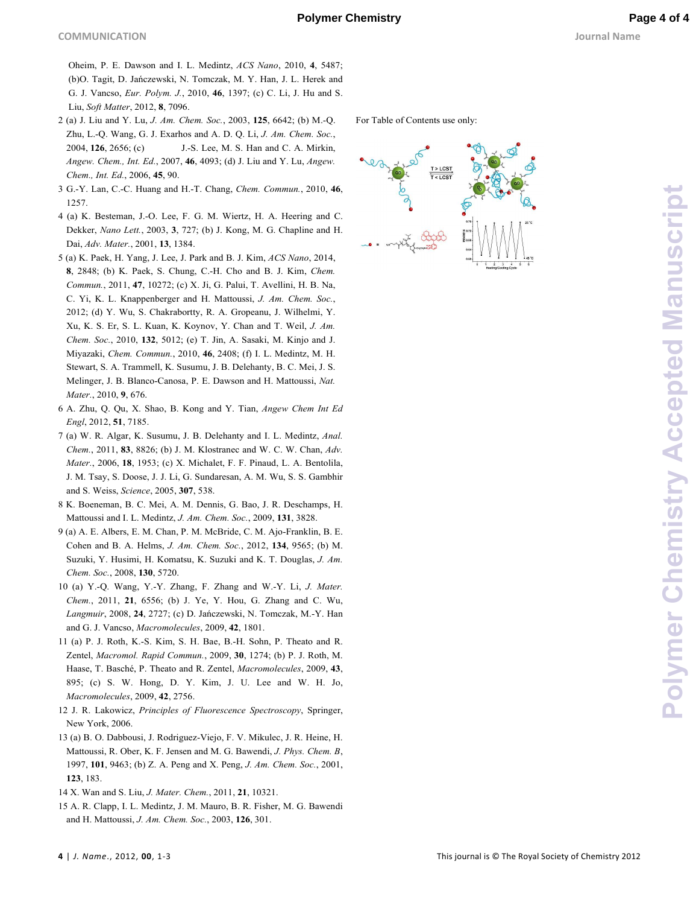Oheim, P. E. Dawson and I. L. Medintz, *ACS Nano*, 2010, **4**, 5487; (b)O. Tagit, D. Jańczewski, N. Tomczak, M. Y. Han, J. L. Herek and G. J. Vancso, *Eur. Polym. J.*, 2010, **46**, 1397; (c) C. Li, J. Hu and S. Liu, *Soft Matter*, 2012, **8**, 7096.

2 (a) J. Liu and Y. Lu, *J. Am. Chem. Soc.*, 2003, **125**, 6642; (b) M.-Q. Zhu, L.-Q. Wang, G. J. Exarhos and A. D. Q. Li, *J. Am. Chem. Soc.*, 2004, **126**, 2656; (c) J.-S. Lee, M. S. Han and C. A. Mirkin, *Angew. Chem., Int. Ed.*, 2007, **46**, 4093; (d) J. Liu and Y. Lu, *Angew. Chem., Int. Ed.*, 2006, **45**, 90.

3 G.-Y. Lan, C.-C. Huang and H.-T. Chang, *Chem. Commun.*, 2010, **46**, 1257.

4 (a) K. Besteman, J.-O. Lee, F. G. M. Wiertz, H. A. Heering and C. Dekker, *Nano Lett.*, 2003, **3**, 727; (b) J. Kong, M. G. Chapline and H. Dai, *Adv. Mater.*, 2001, **13**, 1384.

5 (a) K. Paek, H. Yang, J. Lee, J. Park and B. J. Kim, *ACS Nano*, 2014, **8**, 2848; (b) K. Paek, S. Chung, C.-H. Cho and B. J. Kim, *Chem. Commun.*, 2011, **47**, 10272; (c) X. Ji, G. Palui, T. Avellini, H. B. Na, C. Yi, K. L. Knappenberger and H. Mattoussi, *J. Am. Chem. Soc.*, 2012; (d) Y. Wu, S. Chakrabortty, R. A. Gropeanu, J. Wilhelmi, Y. Xu, K. S. Er, S. L. Kuan, K. Koynov, Y. Chan and T. Weil, *J. Am. Chem. Soc.*, 2010, **132**, 5012; (e) T. Jin, A. Sasaki, M. Kinjo and J. Miyazaki, *Chem. Commun.*, 2010, **46**, 2408; (f) I. L. Medintz, M. H. Stewart, S. A. Trammell, K. Susumu, J. B. Delehanty, B. C. Mei, J. S. Melinger, J. B. Blanco-Canosa, P. E. Dawson and H. Mattoussi, *Nat. Mater.*, 2010, **9**, 676.

6 A. Zhu, Q. Qu, X. Shao, B. Kong and Y. Tian, *Angew Chem Int Ed Engl*, 2012, **51**, 7185.

7 (a) W. R. Algar, K. Susumu, J. B. Delehanty and I. L. Medintz, *Anal. Chem.*, 2011, **83**, 8826; (b) J. M. Klostranec and W. C. W. Chan, *Adv. Mater.*, 2006, **18**, 1953; (c) X. Michalet, F. F. Pinaud, L. A. Bentolila, J. M. Tsay, S. Doose, J. J. Li, G. Sundaresan, A. M. Wu, S. S. Gambhir and S. Weiss, *Science*, 2005, **307**, 538.

8 K. Boeneman, B. C. Mei, A. M. Dennis, G. Bao, J. R. Deschamps, H. Mattoussi and I. L. Medintz, *J. Am. Chem. Soc.*, 2009, **131**, 3828.

9 (a) A. E. Albers, E. M. Chan, P. M. McBride, C. M. Ajo-Franklin, B. E. Cohen and B. A. Helms, *J. Am. Chem. Soc.*, 2012, **134**, 9565; (b) M. Suzuki, Y. Husimi, H. Komatsu, K. Suzuki and K. T. Douglas, *J. Am. Chem. Soc.*, 2008, **130**, 5720.

10 (a) Y.-Q. Wang, Y.-Y. Zhang, F. Zhang and W.-Y. Li, *J. Mater. Chem.*, 2011, **21**, 6556; (b) J. Ye, Y. Hou, G. Zhang and C. Wu, *Langmuir*, 2008, **24**, 2727; (c) D. Jańczewski, N. Tomczak, M.-Y. Han and G. J. Vancso, *Macromolecules*, 2009, **42**, 1801.

11 (a) P. J. Roth, K.-S. Kim, S. H. Bae, B.-H. Sohn, P. Theato and R. Zentel, *Macromol. Rapid Commun.*, 2009, **30**, 1274; (b) P. J. Roth, M. Haase, T. Basché, P. Theato and R. Zentel, *Macromolecules*, 2009, **43**, 895; (c) S. W. Hong, D. Y. Kim, J. U. Lee and W. H. Jo, *Macromolecules*, 2009, **42**, 2756.

12 J. R. Lakowicz, *Principles of Fluorescence Spectroscopy*, Springer, New York, 2006.

13 (a) B. O. Dabbousi, J. Rodriguez-Viejo, F. V. Mikulec, J. R. Heine, H. Mattoussi, R. Ober, K. F. Jensen and M. G. Bawendi, *J. Phys. Chem. B*, 1997, **101**, 9463; (b) Z. A. Peng and X. Peng, *J. Am. Chem. Soc.*, 2001, **123**, 183.

14 X. Wan and S. Liu, *J. Mater. Chem.*, 2011, **21**, 10321.

15 A. R. Clapp, I. L. Medintz, J. M. Mauro, B. R. Fisher, M. G. Bawendi and H. Mattoussi, *J. Am. Chem. Soc.*, 2003, **126**, 301.

For Table of Contents use only:

T > LCST

T < LCST

QD

25 °C

45 °C

Heating/Cooling Cycle